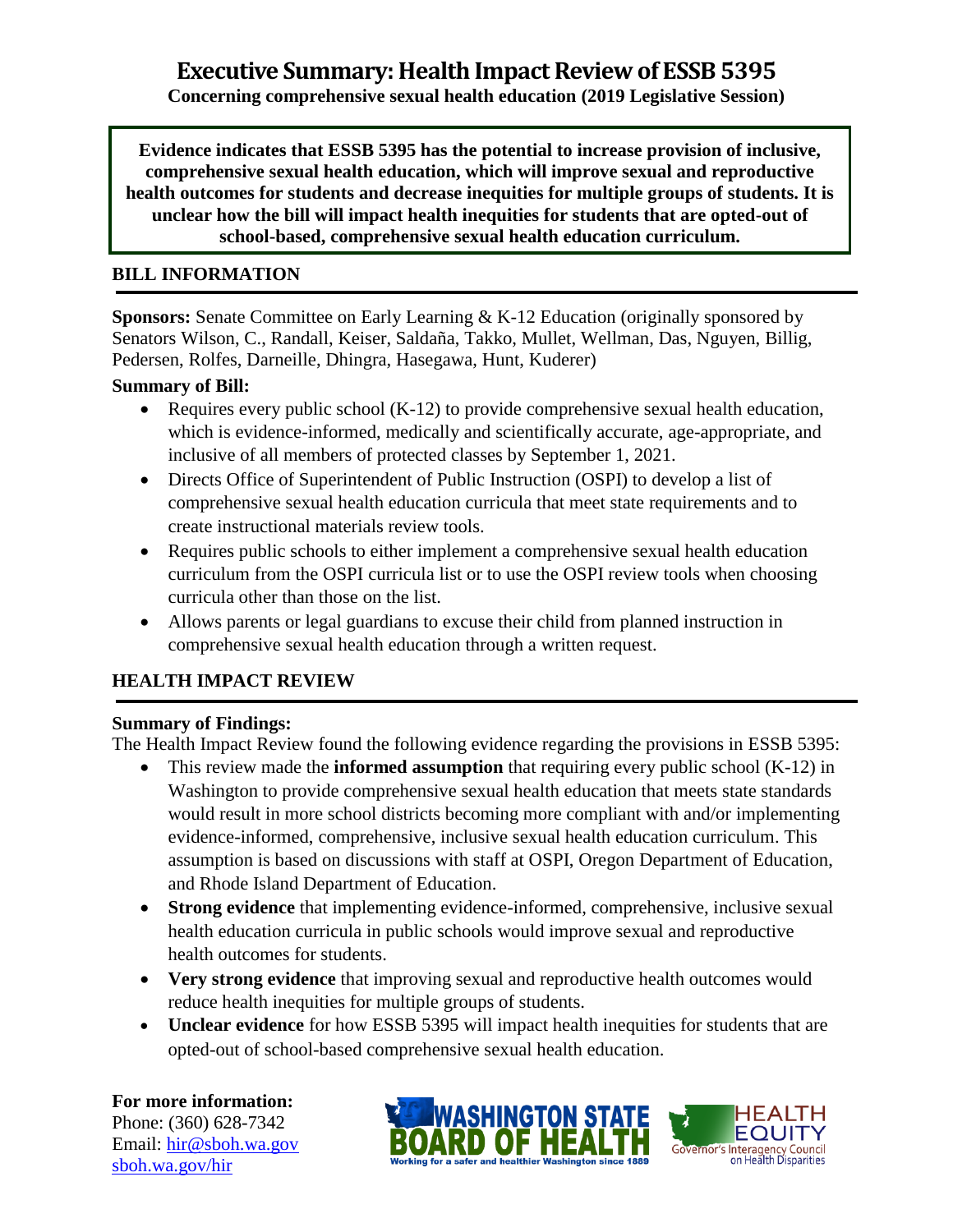# Executive Summary: Health Impact Review of ESSB 5395

**Concerning comprehensive sexual health education (2019 Legislative Session)**

**Evidence indicates that ESSB 5395 has the potential to increase provision of inclusive, comprehensive sexual health education, which will improve sexual and reproductive health outcomes for students and decrease inequities for multiple groups of students. It is unclear how the bill will impact health inequities for students that are opted-out of school-based, comprehensive sexual health education curriculum.**

## BILL INFORMATION

**Sponsors:** Senate Committee on Early Learning & K-12 Education (originally sponsored by Senators Wilson, C., Randall, Keiser, Saldaña, Takko, Mullet, Wellman, Das, Nguyen, Billig, Pedersen, Rolfes, Darneille, Dhingra, Hasegawa, Hunt, Kuderer)

**Summary of Bill:**

- Requires every public school (K-12) to provide comprehensive sexual health education, which is evidence-informed, medically and scientifically accurate, age-appropriate, and inclusive of all members of protected classes by September 1, 2021.
- Directs Office of Superintendent of Public Instruction (OSPI) to develop a list of comprehensive sexual health education curricula that meet state requirements and to create instructional materials review tools.
- Requires public schools to either implement a comprehensive sexual health education curriculum from the OSPI curricula list or to use the OSPI review tools when choosing curricula other than those on the list.
- Allows parents or legal guardians to excuse their child from planned instruction in comprehensive sexual health education through a written request.

## HEALTH IMPACT REVIEW

**Summary of Findings:**

The Health Impact Review found the following evidence regarding the provisions in ESSB 5395:

- This review made the **informed assumption** that requiring every public school (K-12) in Washington to provide comprehensive sexual health education that meets state standards would result in more school districts becoming more compliant with and/or implementing evidence-informed, comprehensive, inclusive sexual health education curriculum. This assumption is based on discussions with staff at OSPI, Oregon Department of Education, and Rhode Island Department of Education.
- **Strong evidence** that implementing evidence-informed, comprehensive, inclusive sexual health education curricula in public schools would improve sexual and reproductive health outcomes for students.
- **Very strong evidence** that improving sexual and reproductive health outcomes would reduce health inequities for multiple groups of students.
- **Unclear evidence** for how ESSB 5395 will impact health inequities for students that are opted-out of school-based comprehensive sexual health education.

**For more information:**

Phone: (360) 628-7342

Email: hir@sboh.wa.gov

sboh.wa.gov/hir

WASHINGTON STATE BOARD OF HEALTH
Working for a safer and healthier Washington since 1889

HEALTH EQUITY
Governor's Interagency Council on Health Disparities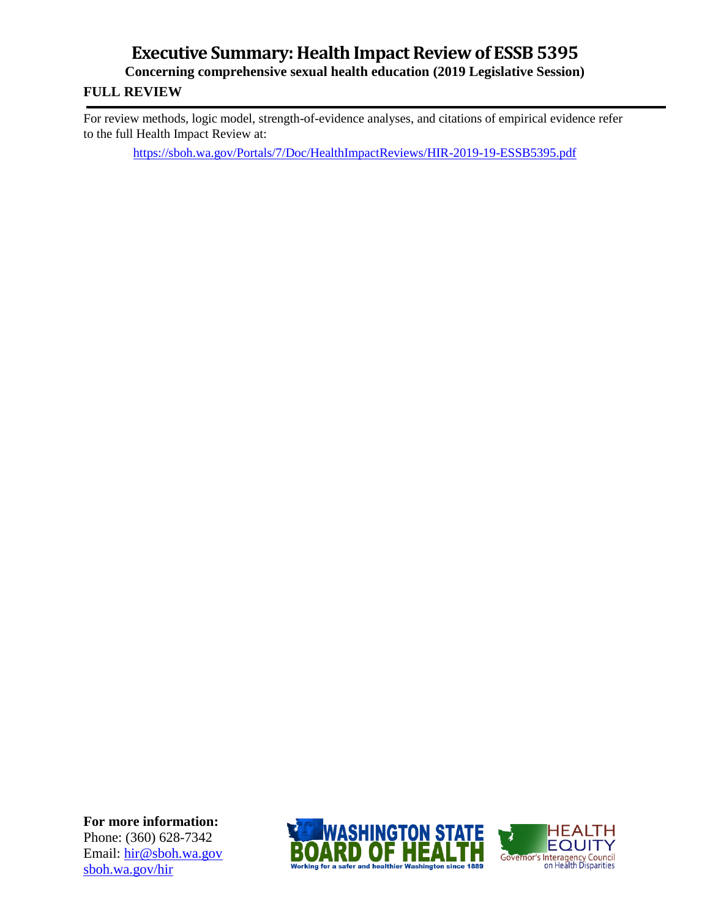# Executive Summary: Health Impact Review of ESSB 5395

**Concerning comprehensive sexual health education (2019 Legislative Session)**

## FULL REVIEW

For review methods, logic model, strength-of-evidence analyses, and citations of empirical evidence refer to the full Health Impact Review at:

https://sboh.wa.gov/Portals/7/Doc/HealthImpactReviews/HIR-2019-19-ESSB5395.pdf

**For more information:**
Phone: (360) 628-7342
Email: hir@sboh.wa.gov
sboh.wa.gov/hir